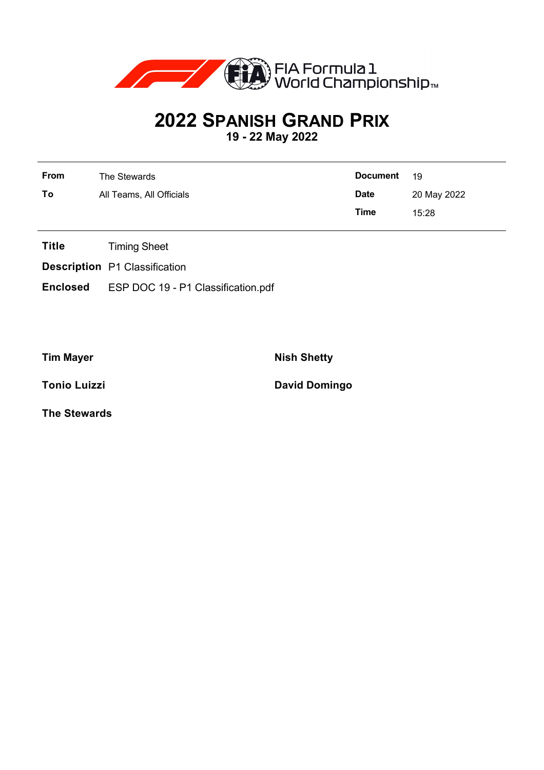FIA Formula 1 World Championship™

# 2022 SPANISH GRAND PRIX

**19 - 22 May 2022**

| | | | |
|---|---|---|---|
| **From** | The Stewards | **Document** | 19 |
| **To** | All Teams, All Officials | **Date** | 20 May 2022 |
| | | **Time** | 15:28 |

**Title** Timing Sheet

**Description** P1 Classification

**Enclosed** ESP DOC 19 - P1 Classification.pdf

**Tim Mayer**

**Nish Shetty**

**Tonio Luizzi**

**David Domingo**

**The Stewards**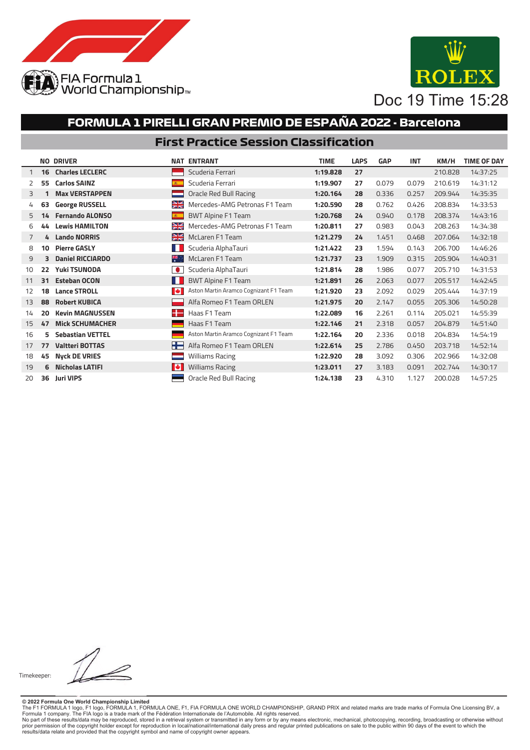Doc 19 Time 15:28

# FORMULA 1 PIRELLI GRAN PREMIO DE ESPAÑA 2022 - Barcelona

## First Practice Session Classification

| | NO | DRIVER | NAT | ENTRANT | TIME | LAPS | GAP | INT | KM/H | TIME OF DAY |
|---|---|---|---|---|---|---|---|---|---|---|
| 1 | 16 | **Charles LECLERC** | | Scuderia Ferrari | **1:19.828** | **27** | | | 210.828 | 14:37:25 |
| 2 | 55 | **Carlos SAINZ** | | Scuderia Ferrari | **1:19.907** | **27** | 0.079 | 0.079 | 210.619 | 14:31:12 |
| 3 | 1 | **Max VERSTAPPEN** | | Oracle Red Bull Racing | **1:20.164** | **28** | 0.336 | 0.257 | 209.944 | 14:35:35 |
| 4 | 63 | **George RUSSELL** | | Mercedes-AMG Petronas F1 Team | **1:20.590** | **28** | 0.762 | 0.426 | 208.834 | 14:33:53 |
| 5 | 14 | **Fernando ALONSO** | | BWT Alpine F1 Team | **1:20.768** | **24** | 0.940 | 0.178 | 208.374 | 14:43:16 |
| 6 | 44 | **Lewis HAMILTON** | | Mercedes-AMG Petronas F1 Team | **1:20.811** | **27** | 0.983 | 0.043 | 208.263 | 14:34:38 |
| 7 | 4 | **Lando NORRIS** | | McLaren F1 Team | **1:21.279** | **24** | 1.451 | 0.468 | 207.064 | 14:32:18 |
| 8 | 10 | **Pierre GASLY** | | Scuderia AlphaTauri | **1:21.422** | **23** | 1.594 | 0.143 | 206.700 | 14:46:26 |
| 9 | 3 | **Daniel RICCIARDO** | | McLaren F1 Team | **1:21.737** | **23** | 1.909 | 0.315 | 205.904 | 14:40:31 |
| 10 | 22 | **Yuki TSUNODA** | | Scuderia AlphaTauri | **1:21.814** | **28** | 1.986 | 0.077 | 205.710 | 14:31:53 |
| 11 | 31 | **Esteban OCON** | | BWT Alpine F1 Team | **1:21.891** | **26** | 2.063 | 0.077 | 205.517 | 14:42:45 |
| 12 | 18 | **Lance STROLL** | | Aston Martin Aramco Cognizant F1 Team | **1:21.920** | **23** | 2.092 | 0.029 | 205.444 | 14:37:19 |
| 13 | 88 | **Robert KUBICA** | | Alfa Romeo F1 Team ORLEN | **1:21.975** | **20** | 2.147 | 0.055 | 205.306 | 14:50:28 |
| 14 | 20 | **Kevin MAGNUSSEN** | | Haas F1 Team | **1:22.089** | **16** | 2.261 | 0.114 | 205.021 | 14:55:39 |
| 15 | 47 | **Mick SCHUMACHER** | | Haas F1 Team | **1:22.146** | **21** | 2.318 | 0.057 | 204.879 | 14:51:40 |
| 16 | 5 | **Sebastian VETTEL** | | Aston Martin Aramco Cognizant F1 Team | **1:22.164** | **20** | 2.336 | 0.018 | 204.834 | 14:54:19 |
| 17 | 77 | **Valtteri BOTTAS** | | Alfa Romeo F1 Team ORLEN | **1:22.614** | **25** | 2.786 | 0.450 | 203.718 | 14:52:14 |
| 18 | 45 | **Nyck DE VRIES** | | Williams Racing | **1:22.920** | **28** | 3.092 | 0.306 | 202.966 | 14:32:08 |
| 19 | 6 | **Nicholas LATIFI** | | Williams Racing | **1:23.011** | **27** | 3.183 | 0.091 | 202.744 | 14:30:17 |
| 20 | 36 | **Juri VIPS** | | Oracle Red Bull Racing | **1:24.138** | **23** | 4.310 | 1.127 | 200.028 | 14:57:25 |

Timekeeper:

**© 2022 Formula One World Championship Limited**
The F1 FORMULA 1 logo, F1 logo, FORMULA 1, FORMULA ONE, F1, FIA FORMULA ONE WORLD CHAMPIONSHIP, GRAND PRIX and related marks are trade marks of Formula One Licensing BV, a Formula 1 company. The FIA logo is a trade mark of the Fédération Internationale de l'Automobile. All rights reserved.
No part of these results/data may be reproduced, stored in a retrieval system or transmitted in any form or by any means electronic, mechanical, photocopying, recording, broadcasting or otherwise without prior permission of the copyright holder except for reproduction in local/national/international daily press and regular printed publications on sale to the public within 90 days of the event to which the results/data relate and provided that the copyright symbol and name of copyright owner appears.